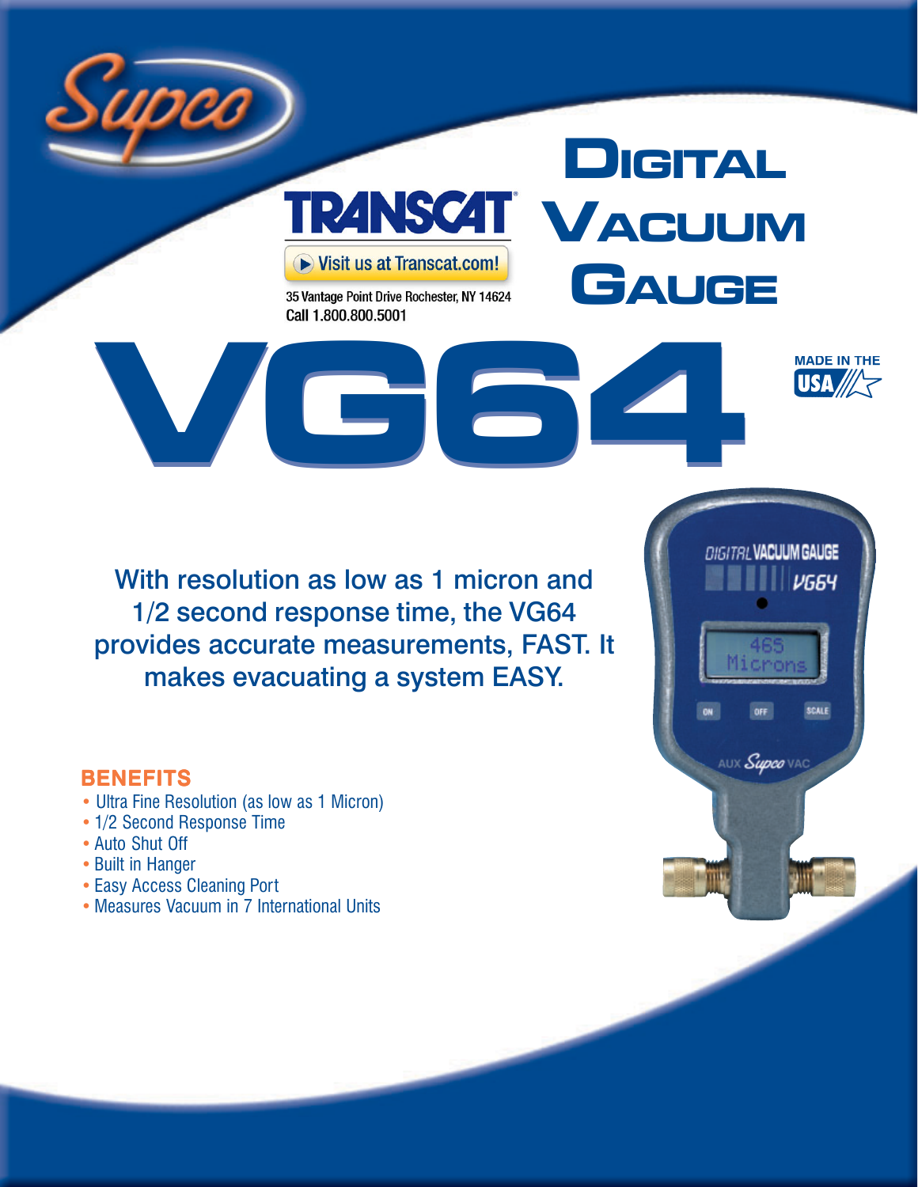Supco

TRANSCAT

Visit us at Transcat.com!

35 Vantage Point Drive Rochester, NY 14624
Call 1.800.800.5001

# DIGITAL VACUUM GAUGE

# VG64

MADE IN THE USA

With resolution as low as 1 micron and 1/2 second response time, the VG64 provides accurate measurements, FAST. It makes evacuating a system EASY.

## BENEFITS

- Ultra Fine Resolution (as low as 1 Micron)
- 1/2 Second Response Time
- Auto Shut Off
- Built in Hanger
- Easy Access Cleaning Port
- Measures Vacuum in 7 International Units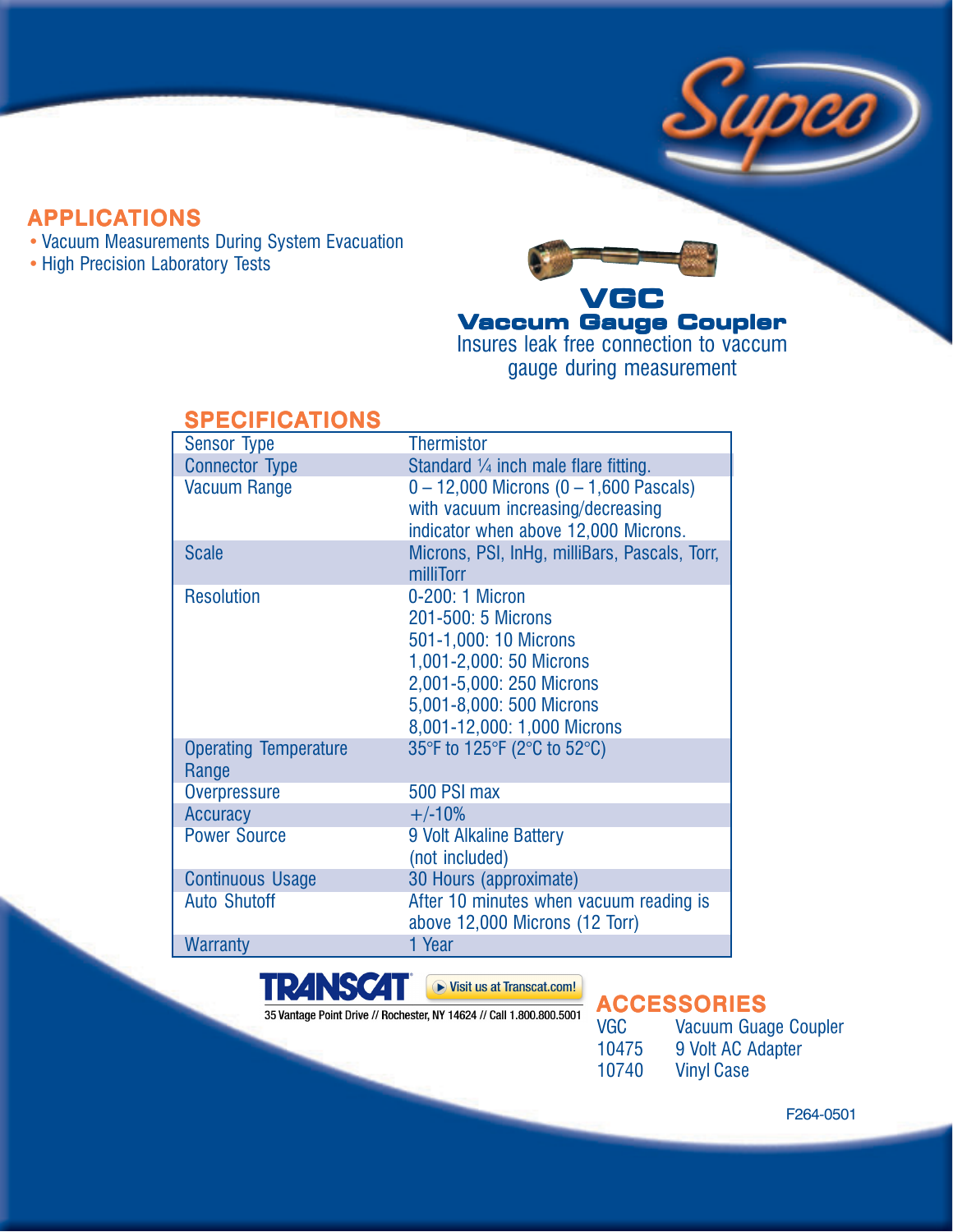Supco

## APPLICATIONS

- Vacuum Measurements During System Evacuation
- High Precision Laboratory Tests

## VGC

### Vaccum Gauge Coupler

Insures leak free connection to vaccum gauge during measurement

## SPECIFICATIONS

| | |
|---|---|
| Sensor Type | Thermistor |
| Connector Type | Standard ¼ inch male flare fitting. |
| Vacuum Range | 0 – 12,000 Microns (0 – 1,600 Pascals) with vacuum increasing/decreasing indicator when above 12,000 Microns. |
| Scale | Microns, PSI, InHg, milliBars, Pascals, Torr, milliTorr |
| Resolution | 0-200: 1 Micron<br>201-500: 5 Microns<br>501-1,000: 10 Microns<br>1,001-2,000: 50 Microns<br>2,001-5,000: 250 Microns<br>5,001-8,000: 500 Microns<br>8,001-12,000: 1,000 Microns |
| Operating Temperature Range | 35°F to 125°F (2°C to 52°C) |
| Overpressure | 500 PSI max |
| Accuracy | +/-10% |
| Power Source | 9 Volt Alkaline Battery (not included) |
| Continuous Usage | 30 Hours (approximate) |
| Auto Shutoff | After 10 minutes when vacuum reading is above 12,000 Microns (12 Torr) |
| Warranty | 1 Year |

TRANSCAT® Visit us at Transcat.com!

35 Vantage Point Drive // Rochester, NY 14624 // Call 1.800.800.5001

## ACCESSORIES

| | |
|---|---|
| VGC | Vacuum Guage Coupler |
| 10475 | 9 Volt AC Adapter |
| 10740 | Vinyl Case |

F264-0501